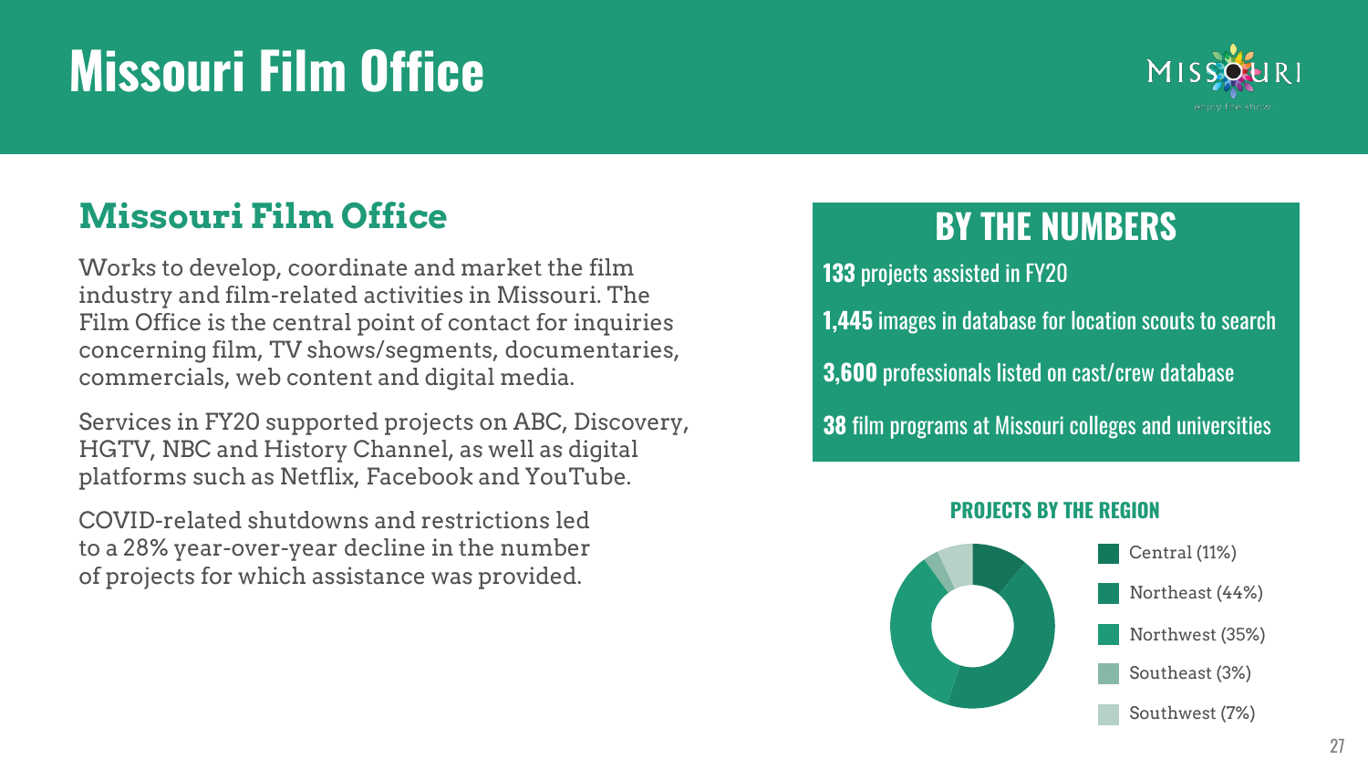# Missouri Film Office

## Missouri Film Office

Works to develop, coordinate and market the film industry and film-related activities in Missouri. The Film Office is the central point of contact for inquiries concerning film, TV shows/segments, documentaries, commercials, web content and digital media.

Services in FY20 supported projects on ABC, Discovery, HGTV, NBC and History Channel, as well as digital platforms such as Netflix, Facebook and YouTube.

COVID-related shutdowns and restrictions led to a 28% year-over-year decline in the number of projects for which assistance was provided.

## BY THE NUMBERS

**133** projects assisted in FY20

**1,445** images in database for location scouts to search

**3,600** professionals listed on cast/crew database

**38** film programs at Missouri colleges and universities

### PROJECTS BY THE REGION

- Central (11%)
- Northeast (44%)
- Northwest (35%)
- Southeast (3%)
- Southwest (7%)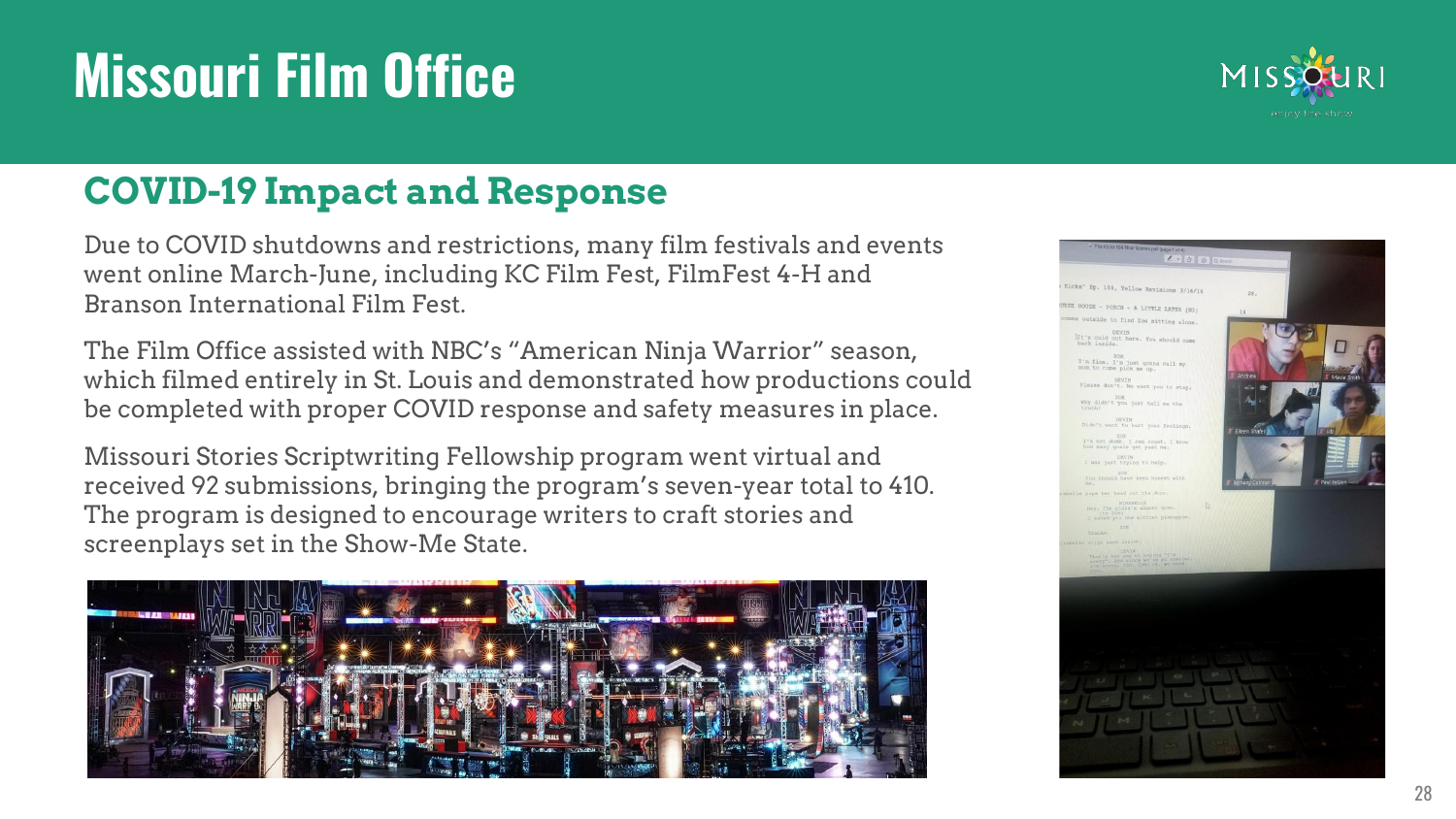# Missouri Film Office

## COVID-19 Impact and Response

Due to COVID shutdowns and restrictions, many film festivals and events went online March-June, including KC Film Fest, FilmFest 4-H and Branson International Film Fest.

The Film Office assisted with NBC's "American Ninja Warrior" season, which filmed entirely in St. Louis and demonstrated how productions could be completed with proper COVID response and safety measures in place.

Missouri Stories Scriptwriting Fellowship program went virtual and received 92 submissions, bringing the program's seven-year total to 410. The program is designed to encourage writers to craft stories and screenplays set in the Show-Me State.